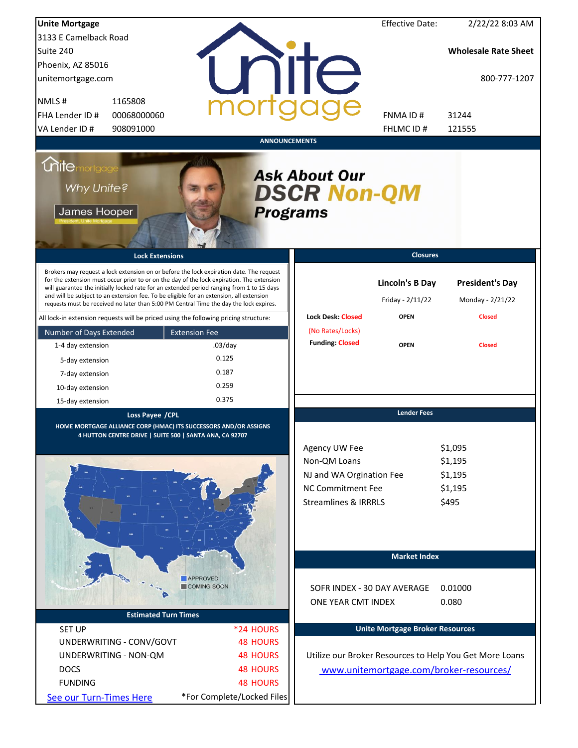**Unite Mortgage**
3133 E Camelback Road
Suite 240
Phoenix, AZ 85016
unitemortgage.com

| | |
|---|---|
| NMLS # | 1165808 |
| FHA Lender ID # | 00068000060 |
| VA Lender ID # | 908091000 |

Effective Date: 2/22/22 8:03 AM

**Wholesale Rate Sheet**

800-777-1207

| | |
|---|---|
| FNMA ID # | 31244 |
| FHLMC ID # | 121555 |

## ANNOUNCEMENTS

Unite mortgage — Why Unite? — James Hooper, President, Unite Mortgage

***Ask About Our DSCR Non-QM Programs***

## Lock Extensions

Brokers may request a lock extension on or before the lock expiration date. The request for the extension must occur prior to or on the day of the lock expiration. The extension will guarantee the initially locked rate for an extended period ranging from 1 to 15 days and will be subject to an extension fee. To be eligible for an extension, all extension requests must be received no later than 5:00 PM Central Time the day the lock expires.

All lock-in extension requests will be priced using the following pricing structure:

| Number of Days Extended | Extension Fee |
|---|---|
| 1-4 day extension | .03/day |
| 5-day extension | 0.125 |
| 7-day extension | 0.187 |
| 10-day extension | 0.259 |
| 15-day extension | 0.375 |

## Closures

| | Lincoln's B Day | President's Day |
|---|---|---|
| | Friday - 2/11/22 | Monday - 2/21/22 |
| Lock Desk: Closed (No Rates/Locks) | OPEN | Closed |
| Funding: Closed | OPEN | Closed |

## Loss Payee /CPL

HOME MORTGAGE ALLIANCE CORP (HMAC) ITS SUCCESSORS AND/OR ASSIGNS
4 HUTTON CENTRE DRIVE | SUITE 500 | SANTA ANA, CA 92707

APPROVED
COMING SOON

## Lender Fees

| | |
|---|---|
| Agency UW Fee | $1,095 |
| Non-QM Loans | $1,195 |
| NJ and WA Orgination Fee | $1,195 |
| NC Commitment Fee | $1,195 |
| Streamlines & IRRRLS | $495 |

## Market Index

| | |
|---|---|
| SOFR INDEX - 30 DAY AVERAGE | 0.01000 |
| ONE YEAR CMT INDEX | 0.080 |

## Estimated Turn Times

| | |
|---|---|
| SET UP | *24 HOURS |
| UNDERWRITING - CONV/GOVT | 48 HOURS |
| UNDERWRITING - NON-QM | 48 HOURS |
| DOCS | 48 HOURS |
| FUNDING | 48 HOURS |

See our Turn-Times Here

*For Complete/Locked Files

## Unite Mortgage Broker Resources

Utilize our Broker Resources to Help You Get More Loans

www.unitemortgage.com/broker-resources/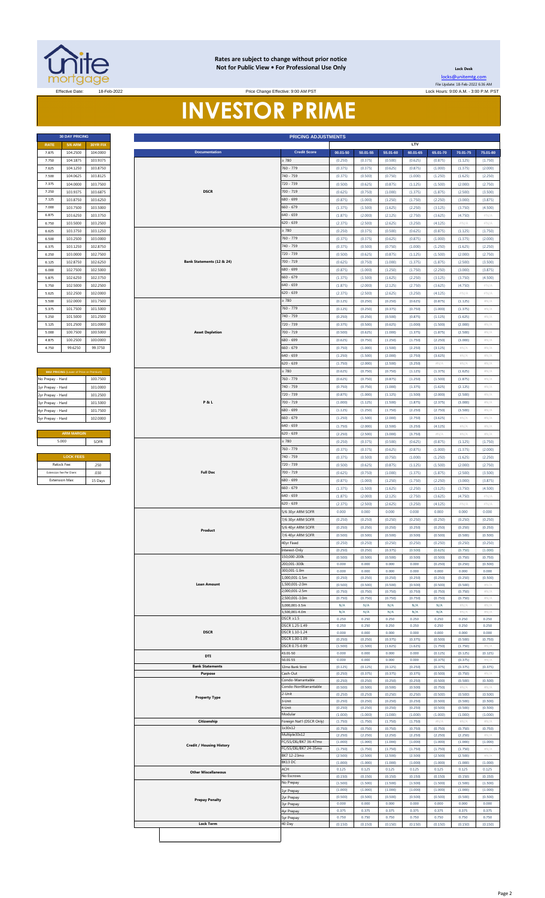**Rates are subject to change without prior notice**
**Not for Public View • For Professional Use Only**

**Lock Desk**

locks@unitemtg.com

File Update: 18-Feb-2022 6:36 AM

Effective Date: 18-Feb-2022 | Price Change Effective: 9:00 AM PST | Lock Hours: 9:00 A.M. - 3:00 P.M. PST

# INVESTOR PRIME

| 30 DAY PRICING | | |
|---|---|---|
| RATE | 5/6 ARM | 30YR FIX |
| 7.875 | 104.2500 | 104.0000 |
| 7.750 | 104.1875 | 103.9375 |
| 7.625 | 104.1250 | 103.8750 |
| 7.500 | 104.0625 | 103.8125 |
| 7.375 | 104.0000 | 103.7500 |
| 7.250 | 103.9375 | 103.6875 |
| 7.125 | 103.8750 | 103.6250 |
| 7.000 | 103.7500 | 103.5000 |
| 6.875 | 103.6250 | 103.3750 |
| 6.750 | 103.5000 | 103.2500 |
| 6.625 | 103.3750 | 103.1250 |
| 6.500 | 103.2500 | 103.0000 |
| 6.375 | 103.1250 | 102.8750 |
| 6.250 | 103.0000 | 102.7500 |
| 6.125 | 102.8750 | 102.6250 |
| 6.000 | 102.7500 | 102.5000 |
| 5.875 | 102.6250 | 102.3750 |
| 5.750 | 102.5000 | 102.2500 |
| 5.625 | 102.2500 | 102.0000 |
| 5.500 | 102.0000 | 101.7500 |
| 5.375 | 101.7500 | 101.5000 |
| 5.250 | 101.5000 | 101.2500 |
| 5.125 | 101.2500 | 101.0000 |
| 5.000 | 100.7500 | 100.5000 |
| 4.875 | 100.2500 | 100.0000 |
| 4.750 | 99.6250 | 99.3750 |

| MAX PRICING (Lower of Price or Premium) | |
|---|---|
| No Prepay - Hard | 100.7500 |
| 1yr Prepay - Hard | 101.0000 |
| 2yr Prepay - Hard | 101.2500 |
| 3yr Prepay - Hard | 101.5000 |
| 4yr Prepay - Hard | 101.7500 |
| 5yr Prepay - Hard | 102.0000 |

| ARM MARGIN | |
|---|---|
| 5.000 | SOFR |

| LOCK FEES | |
|---|---|
| Relock Fee: | .250 |
| Extension Fee Per Diem: | .030 |
| Extension Max: | 15 Days |

| PRICING ADJUSTMENTS | | | | | | | | |
|---|---|---|---|---|---|---|---|---|
| | | LTV | | | | | | |
| Documentation | Credit Score | 00.01-50 | 50.01-55 | 55.01-60 | 60.01-65 | 65.01-70 | 70.01-75 | 75.01-80 |
| DSCR | ≥ 780 | (0.250) | (0.375) | (0.500) | (0.625) | (0.875) | (1.125) | (1.750) |
| | 760 - 779 | (0.375) | (0.375) | (0.625) | (0.875) | (1.000) | (1.375) | (2.000) |
| | 740 - 759 | (0.375) | (0.500) | (0.750) | (1.000) | (1.250) | (1.625) | (2.250) |
| | 720 - 739 | (0.500) | (0.625) | (0.875) | (1.125) | (1.500) | (2.000) | (2.750) |
| | 700 - 719 | (0.625) | (0.750) | (1.000) | (1.375) | (1.875) | (2.500) | (3.500) |
| | 680 - 699 | (0.875) | (1.000) | (1.250) | (1.750) | (2.250) | (3.000) | (3.875) |
| | 660 - 679 | (1.375) | (1.500) | (1.625) | (2.250) | (3.125) | (3.750) | (4.500) |
| | 640 - 659 | (1.875) | (2.000) | (2.125) | (2.750) | (3.625) | (4.750) | #N/A |
| | 620 - 639 | (2.375) | (2.500) | (2.625) | (3.250) | (4.125) | #N/A | #N/A |
| Bank Statements (12 & 24) | ≥ 780 | (0.250) | (0.375) | (0.500) | (0.625) | (0.875) | (1.125) | (1.750) |
| | 760 - 779 | (0.375) | (0.375) | (0.625) | (0.875) | (1.000) | (1.375) | (2.000) |
| | 740 - 759 | (0.375) | (0.500) | (0.750) | (1.000) | (1.250) | (1.625) | (2.250) |
| | 720 - 739 | (0.500) | (0.625) | (0.875) | (1.125) | (1.500) | (2.000) | (2.750) |
| | 700 - 719 | (0.625) | (0.750) | (1.000) | (1.375) | (1.875) | (2.500) | (3.500) |
| | 680 - 699 | (0.875) | (1.000) | (1.250) | (1.750) | (2.250) | (3.000) | (3.875) |
| | 660 - 679 | (1.375) | (1.500) | (1.625) | (2.250) | (3.125) | (3.750) | (4.500) |
| | 640 - 659 | (1.875) | (2.000) | (2.125) | (2.750) | (3.625) | (4.750) | #N/A |
| | 620 - 639 | (2.375) | (2.500) | (2.625) | (3.250) | (4.125) | #N/A | #N/A |
| Asset Depletion | ≥ 780 | (0.125) | (0.250) | (0.250) | (0.625) | (0.875) | (1.125) | #N/A |
| | 760 - 779 | (0.125) | (0.250) | (0.375) | (0.750) | (1.000) | (1.375) | #N/A |
| | 740 - 759 | (0.250) | (0.250) | (0.500) | (0.875) | (1.125) | (1.625) | #N/A |
| | 720 - 739 | (0.375) | (0.500) | (0.625) | (1.000) | (1.500) | (2.000) | #N/A |
| | 700 - 719 | (0.500) | (0.625) | (1.000) | (1.375) | (1.875) | (2.500) | #N/A |
| | 680 - 699 | (0.625) | (0.750) | (1.250) | (1.750) | (2.250) | (3.000) | #N/A |
| | 660 - 679 | (0.750) | (1.000) | (1.500) | (2.250) | (3.125) | #N/A | #N/A |
| | 640 - 659 | (1.250) | (1.500) | (2.000) | (2.750) | (3.625) | #N/A | #N/A |
| | 620 - 639 | (1.750) | (2.000) | (2.500) | (3.250) | #N/A | #N/A | #N/A |
| P & L | ≥ 780 | (0.625) | (0.750) | (0.750) | (1.125) | (1.375) | (1.625) | #N/A |
| | 760 - 779 | (0.625) | (0.750) | (0.875) | (1.250) | (1.500) | (1.875) | #N/A |
| | 740 - 759 | (0.750) | (0.750) | (1.000) | (1.375) | (1.625) | (2.125) | #N/A |
| | 720 - 739 | (0.875) | (1.000) | (1.125) | (1.500) | (2.000) | (2.500) | #N/A |
| | 700 - 719 | (1.000) | (1.125) | (1.500) | (1.875) | (2.375) | (3.000) | #N/A |
| | 680 - 699 | (1.125) | (1.250) | (1.750) | (2.250) | (2.750) | (3.500) | #N/A |
| | 660 - 679 | (1.250) | (1.500) | (2.000) | (2.750) | (3.625) | #N/A | #N/A |
| | 640 - 659 | (1.750) | (2.000) | (2.500) | (3.250) | (4.125) | #N/A | #N/A |
| | 620 - 639 | (2.250) | (2.500) | (3.000) | (3.750) | #N/A | #N/A | #N/A |
| Full Doc | ≥ 780 | (0.250) | (0.375) | (0.500) | (0.625) | (0.875) | (1.125) | (1.750) |
| | 760 - 779 | (0.375) | (0.375) | (0.625) | (0.875) | (1.000) | (1.375) | (2.000) |
| | 740 - 759 | (0.375) | (0.500) | (0.750) | (1.000) | (1.250) | (1.625) | (2.250) |
| | 720 - 739 | (0.500) | (0.625) | (0.875) | (1.125) | (1.500) | (2.000) | (2.750) |
| | 700 - 719 | (0.625) | (0.750) | (1.000) | (1.375) | (1.875) | (2.500) | (3.500) |
| | 680 - 699 | (0.875) | (1.000) | (1.250) | (1.750) | (2.250) | (3.000) | (3.875) |
| | 660 - 679 | (1.375) | (1.500) | (1.625) | (2.250) | (3.125) | (3.750) | (4.500) |
| | 640 - 659 | (1.875) | (2.000) | (2.125) | (2.750) | (3.625) | (4.750) | #N/A |
| | 620 - 639 | (2.375) | (2.500) | (2.625) | (3.250) | (4.125) | #N/A | #N/A |
| Product | 5/6 30yr ARM SOFR | 0.000 | 0.000 | 0.000 | 0.000 | 0.000 | 0.000 | 0.000 |
| | 7/6 30yr ARM SOFR | (0.250) | (0.250) | (0.250) | (0.250) | (0.250) | (0.250) | (0.250) |
| | 5/6 40yr ARM SOFR | (0.250) | (0.250) | (0.250) | (0.250) | (0.250) | (0.250) | (0.250) |
| | 7/6 40yr ARM SOFR | (0.500) | (0.500) | (0.500) | (0.500) | (0.500) | (0.500) | (0.500) |
| | 40yr Fixed | (0.250) | (0.250) | (0.250) | (0.250) | (0.250) | (0.250) | (0.250) |
| | Interest-Only | (0.250) | (0.250) | (0.375) | (0.500) | (0.625) | (0.750) | (1.000) |
| Loan Amount | 150,000-200k | (0.500) | (0.500) | (0.500) | (0.500) | (0.500) | (0.750) | (0.750) |
| | 200,001-300k | 0.000 | 0.000 | 0.000 | 0.000 | (0.250) | (0.250) | (0.500) |
| | 300,001-1.0m | 0.000 | 0.000 | 0.000 | 0.000 | 0.000 | 0.000 | 0.000 |
| | 1,000,001-1.5m | (0.250) | (0.250) | (0.250) | (0.250) | (0.250) | (0.250) | (0.500) |
| | 1,500,001-2.0m | (0.500) | (0.500) | (0.500) | (0.500) | (0.500) | (0.500) | #N/A |
| | 2,000,001-2.5m | (0.750) | (0.750) | (0.750) | (0.750) | (0.750) | (0.750) | #N/A |
| | 2,500,001-3.0m | (0.750) | (0.750) | (0.750) | (0.750) | (0.750) | (0.750) | #N/A |
| | 3,000,001-3.5m | N/A | N/A | N/A | N/A | N/A | #N/A | #N/A |
| | 3,500,001-4.0m | N/A | N/A | N/A | N/A | N/A | #N/A | #N/A |
| DSCR | DSCR ≥1.5 | 0.250 | 0.250 | 0.250 | 0.250 | 0.250 | 0.250 | 0.250 |
| | DSCR 1.25-1.49 | 0.250 | 0.250 | 0.250 | 0.250 | 0.250 | 0.250 | 0.250 |
| | DSCR 1.10-1.24 | 0.000 | 0.000 | 0.000 | 0.000 | 0.000 | 0.000 | 0.000 |
| | DSCR 1.00-1.09 | (0.250) | (0.250) | (0.375) | (0.375) | (0.500) | (0.500) | (0.750) |
| | DSCR 0.75-0.99 | (1.500) | (1.500) | (1.625) | (1.625) | (1.750) | (1.750) | #N/A |
| DTI | 43.01-50 | 0.000 | 0.000 | 0.000 | 0.000 | (0.125) | (0.125) | (0.125) |
| | 50.01-55 | 0.000 | 0.000 | 0.000 | 0.000 | (0.375) | (0.375) | #N/A |
| Bank Statements | 12mo Bank Stmt | (0.125) | (0.125) | (0.125) | (0.250) | (0.375) | (0.375) | (0.375) |
| Purpose | Cash-Out | (0.250) | (0.375) | (0.375) | (0.375) | (0.500) | (0.750) | #N/A |
| Property Type | Condo-Warrantable | (0.250) | (0.250) | (0.250) | (0.250) | (0.500) | (0.500) | (0.500) |
| | Condo-NonWarrantable | (0.500) | (0.500) | (0.500) | (0.500) | (0.750) | #N/A | #N/A |
| | 2-Unit | (0.250) | (0.250) | (0.250) | (0.250) | (0.500) | (0.500) | (0.500) |
| | 3-Unit | (0.250) | (0.250) | (0.250) | (0.250) | (0.500) | (0.500) | (0.500) |
| | 4-Unit | (0.250) | (0.250) | (0.250) | (0.250) | (0.500) | (0.500) | (0.500) |
| | Modular | (1.000) | (1.000) | (1.000) | (1.000) | (1.000) | (1.000) | (1.000) |
| Citizenship | Foreign Nat'l (DSCR Only) | (1.750) | (1.750) | (1.750) | (1.750) | #N/A | #N/A | #N/A |
| Credit / Housing History | 1x30x12 | (0.750) | (0.750) | (0.750) | (0.750) | (0.750) | (0.750) | (0.750) |
| | Multiple30x12 | (2.250) | (2.250) | (2.250) | (2.250) | (2.250) | (2.250) | #N/A |
| | FC/SS/DIL/BK7 36-47mo | (1.000) | (1.000) | (1.000) | (1.000) | (1.000) | (1.000) | (1.000) |
| | FC/SS/DIL/BK7 24-35mo | (1.750) | (1.750) | (1.750) | (1.750) | (1.750) | (1.750) | #N/A |
| | BK7 12-23mo | (2.500) | (2.500) | (2.500) | (2.500) | (2.500) | (2.500) | #N/A |
| | BK13 DC | (1.000) | (1.000) | (1.000) | (1.000) | (1.000) | (1.000) | (1.000) |
| Other Miscellaneous | ACH | 0.125 | 0.125 | 0.125 | 0.125 | 0.125 | 0.125 | 0.125 |
| | No Escrows | (0.150) | (0.150) | (0.150) | (0.150) | (0.150) | (0.150) | (0.150) |
| Prepay Penalty | No Prepay | (1.500) | (1.500) | (1.500) | (1.500) | (1.500) | (1.500) | (1.500) |
| | 1yr Prepay | (1.000) | (1.000) | (1.000) | (1.000) | (1.000) | (1.000) | (1.000) |
| | 2yr Prepay | (0.500) | (0.500) | (0.500) | (0.500) | (0.500) | (0.500) | (0.500) |
| | 3yr Prepay | 0.000 | 0.000 | 0.000 | 0.000 | 0.000 | 0.000 | 0.000 |
| | 4yr Prepay | 0.375 | 0.375 | 0.375 | 0.375 | 0.375 | 0.375 | 0.375 |
| | 5yr Prepay | 0.750 | 0.750 | 0.750 | 0.750 | 0.750 | 0.750 | 0.750 |
| Lock Term | 40 Day | (0.150) | (0.150) | (0.150) | (0.150) | (0.150) | (0.150) | (0.150) |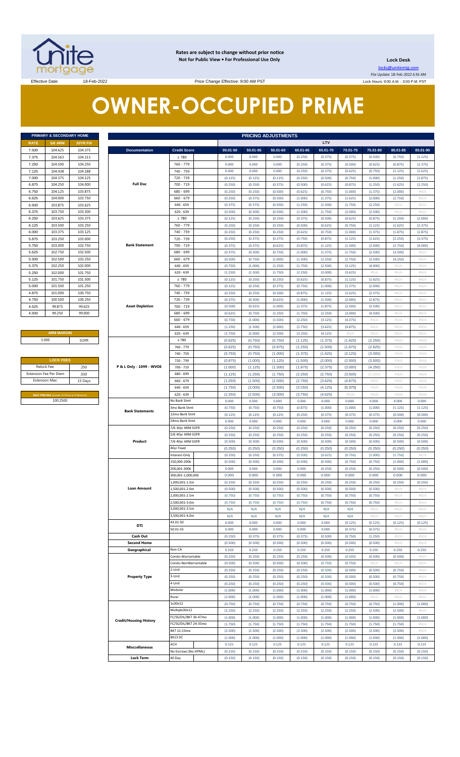Rates are subject to change without prior notice
Not for Public View • For Professional Use Only

**Lock Desk**

locks@unitemtg.com

File Update: 18-Feb-2022 6:36 AM

Effective Date: 18-Feb-2022 | Price Change Effective: 9:00 AM PST | Lock Hours: 9:00 A.M. - 3:00 P.M. PST

# OWNER-OCCUPIED PRIME

| PRIMARY & SECONDARY HOME | | |
|---|---|---|
| RATE | 5/6 ARM | 30YR FIX |
| 7.500 | 104.625 | 104.375 |
| 7.375 | 104.563 | 104.313 |
| 7.250 | 104.500 | 104.250 |
| 7.125 | 104.438 | 104.188 |
| 7.000 | 104.375 | 104.125 |
| 6.875 | 104.250 | 104.000 |
| 6.750 | 104.125 | 103.875 |
| 6.625 | 104.000 | 103.750 |
| 6.500 | 103.875 | 103.625 |
| 6.375 | 103.750 | 103.500 |
| 6.250 | 103.625 | 103.375 |
| 6.125 | 103.500 | 103.250 |
| 6.000 | 103.375 | 103.125 |
| 5.875 | 103.250 | 103.000 |
| 5.750 | 103.000 | 102.750 |
| 5.625 | 102.750 | 102.500 |
| 5.500 | 102.500 | 102.250 |
| 5.375 | 102.250 | 102.000 |
| 5.250 | 102.000 | 101.750 |
| 5.125 | 101.750 | 101.500 |
| 5.000 | 101.500 | 101.250 |
| 4.875 | 101.000 | 100.750 |
| 4.750 | 100.500 | 100.250 |
| 4.625 | 99.875 | 99.625 |
| 4.500 | 99.250 | 99.000 |

| ARM MARGIN | |
|---|---|
| 5.000 | SOFR |

| LOCK FEES | |
|---|---|
| Relock Fee: | .250 |
| Extension Fee Per Diem | .030 |
| Extension Max: | 15 Days |

| MAX PRICING (Lower of Price or Premium) |
|---|
| 100.2500 |

| PRICING ADJUSTMENTS | | | | | | | | | | |
|---|---|---|---|---|---|---|---|---|---|---|
| | | LTV | | | | | | | | |
| Documentation | Credit Score | 00.01-50 | 50.01-55 | 55.01-60 | 60.01-65 | 65.01-70 | 70.01-75 | 75.01-80 | 80.01-85 | 85.01-90 |
| Full Doc | ≥ 780 | 0.000 | 0.000 | 0.000 | (0.250) | (0.375) | (0.375) | (0.500) | (0.750) | (1.125) |
| | 760 - 779 | 0.000 | 0.000 | 0.000 | (0.250) | (0.375) | (0.500) | (0.625) | (0.875) | (1.375) |
| | 740 - 759 | 0.000 | 0.000 | 0.000 | (0.250) | (0.375) | (0.625) | (0.750) | (1.125) | (1.625) |
| | 720 - 739 | (0.125) | (0.125) | (0.125) | (0.250) | (0.500) | (0.750) | (1.000) | (1.250) | (1.875) |
| | 700 - 719 | (0.250) | (0.250) | (0.375) | (0.500) | (0.625) | (0.875) | (1.250) | (1.625) | (2.250) |
| | 680 - 699 | (0.250) | (0.250) | (0.500) | (0.625) | (0.750) | (1.000) | (1.375) | (2.000) | #N/A |
| | 660 - 679 | (0.250) | (0.375) | (0.500) | (1.000) | (1.375) | (1.625) | (2.000) | (2.750) | #N/A |
| | 640 - 659 | (0.375) | (0.375) | (0.500) | (1.250) | (1.500) | (1.750) | (2.250) | #N/A | #N/A |
| | 620 - 639 | (0.500) | (0.500) | (0.500) | (1.500) | (1.750) | (2.000) | (2.500) | #N/A | #N/A |
| Bank Statement | ≥ 780 | (0.125) | (0.250) | (0.250) | (0.375) | (0.500) | (0.625) | (0.875) | (1.250) | (2.000) |
| | 760 - 779 | (0.250) | (0.250) | (0.250) | (0.500) | (0.625) | (0.750) | (1.125) | (1.625) | (2.375) |
| | 740 - 759 | (0.250) | (0.250) | (0.250) | (0.625) | (0.750) | (1.000) | (1.375) | (1.875) | (2.875) |
| | 720 - 739 | (0.250) | (0.375) | (0.375) | (0.750) | (0.875) | (1.125) | (1.625) | (2.250) | (3.375) |
| | 700 - 719 | (0.375) | (0.375) | (0.625) | (0.875) | (1.125) | (1.500) | (2.000) | (2.750) | (4.000) |
| | 680 - 699 | (0.375) | (0.500) | (0.750) | (1.000) | (1.375) | (1.750) | (2.500) | (3.500) | #N/A |
| | 660 - 679 | (0.500) | (0.750) | (1.000) | (1.500) | (2.250) | (2.750) | (3.500) | (4.250) | #N/A |
| | 640 - 659 | (0.750) | (1.000) | (1.250) | (1.750) | (2.500) | (3.125) | (4.000) | #N/A | #N/A |
| | 620 - 639 | (1.250) | (1.500) | (1.750) | (2.250) | (3.000) | (3.625) | #N/A | #N/A | #N/A |
| Asset Depletion | ≥ 780 | (0.125) | (0.250) | (0.250) | (0.625) | (0.875) | (1.125) | (1.625) | #N/A | #N/A |
| | 760 - 779 | (0.125) | (0.250) | (0.375) | (0.750) | (1.000) | (1.375) | (2.000) | #N/A | #N/A |
| | 740 - 759 | (0.250) | (0.250) | (0.500) | (0.875) | (1.125) | (1.625) | (2.375) | #N/A | #N/A |
| | 720 - 739 | (0.375) | (0.500) | (0.625) | (1.000) | (1.500) | (2.000) | (2.875) | #N/A | #N/A |
| | 700 - 719 | (0.500) | (0.625) | (1.000) | (1.375) | (1.875) | (2.500) | (3.500) | #N/A | #N/A |
| | 680 - 699 | (0.625) | (0.750) | (1.250) | (1.750) | (2.250) | (3.000) | (4.500) | #N/A | #N/A |
| | 660 - 679 | (0.750) | (1.000) | (1.500) | (2.250) | (3.125) | (4.375) | #N/A | #N/A | #N/A |
| | 640 - 659 | (1.250) | (1.500) | (2.000) | (2.750) | (3.625) | (4.875) | #N/A | #N/A | #N/A |
| | 620 - 639 | (1.750) | (2.000) | (2.500) | (3.250) | (4.125) | #N/A | #N/A | #N/A | #N/A |
| P & L Only - 1099 - WVOE | ≥ 780 | (0.625) | (0.750) | (0.750) | (1.125) | (1.375) | (1.625) | (2.250) | #N/A | #N/A |
| | 760 - 779 | (0.625) | (0.750) | (0.875) | (1.250) | (1.500) | (1.875) | (2.625) | #N/A | #N/A |
| | 740 - 759 | (0.750) | (0.750) | (1.000) | (1.375) | (1.625) | (2.125) | (3.000) | #N/A | #N/A |
| | 720 - 739 | (0.875) | (1.000) | (1.125) | (1.500) | (2.000) | (2.500) | (3.500) | #N/A | #N/A |
| | 700 - 719 | (1.000) | (1.125) | (1.500) | (1.875) | (2.375) | (3.000) | (4.250) | #N/A | #N/A |
| | 680 - 699 | (1.125) | (1.250) | (1.750) | (2.250) | (2.750) | (3.500) | (5.000) | #N/A | #N/A |
| | 660 - 679 | (1.250) | (1.500) | (2.000) | (2.750) | (3.625) | (4.875) | #N/A | #N/A | #N/A |
| | 640 - 659 | (1.750) | (2.000) | (2.500) | (3.250) | (4.125) | (5.375) | #N/A | #N/A | #N/A |
| | 620 - 639 | (2.250) | (2.500) | (3.000) | (3.750) | (4.625) | #N/A | #N/A | #N/A | #N/A |
| Bank Statements | No Bank Stmt | 0.000 | 0.000 | 0.000 | 0.000 | 0.000 | 0.000 | 0.000 | 0.000 | 0.000 |
| | 3mo Bank Stmt | (0.750) | (0.750) | (0.750) | (0.875) | (1.000) | (1.000) | (1.000) | (1.125) | (1.125) |
| | 12mo Bank Stmt | (0.125) | (0.125) | (0.125) | (0.250) | (0.375) | (0.375) | (0.375) | (0.500) | (0.500) |
| | 24mo Bank Stmt | 0.000 | 0.000 | 0.000 | 0.000 | 0.000 | 0.000 | 0.000 | 0.000 | 0.000 |
| Product | 7/6 30yr ARM SOFR | (0.250) | (0.250) | (0.250) | (0.250) | (0.250) | (0.250) | (0.250) | (0.250) | (0.250) |
| | 5/6 40yr ARM SOFR | (0.250) | (0.250) | (0.250) | (0.250) | (0.250) | (0.250) | (0.250) | (0.250) | (0.250) |
| | 7/6 40yr ARM SOFR | (0.500) | (0.500) | (0.500) | (0.500) | (0.500) | (0.500) | (0.500) | (0.500) | (0.500) |
| | 40yr Fixed | (0.250) | (0.250) | (0.250) | (0.250) | (0.250) | (0.250) | (0.250) | (0.250) | (0.250) |
| | Interest-Only | (0.250) | (0.250) | (0.375) | (0.500) | (0.625) | (0.750) | (1.000) | (1.750) | #N/A |
| Loan Amount | 150,000-200k | (0.500) | (0.500) | (0.500) | (0.500) | (0.500) | (0.750) | (0.750) | (1.000) | (1.000) |
| | 200,001-300k | 0.000 | 0.000 | 0.000 | 0.000 | (0.250) | (0.250) | (0.250) | (0.500) | (0.500) |
| | 300,001-1,000,000 | 0.000 | 0.000 | 0.000 | 0.000 | 0.000 | 0.000 | 0.000 | 0.000 | 0.000 |
| | 1,000,001-1.5m | (0.250) | (0.250) | (0.250) | (0.250) | (0.250) | (0.250) | (0.250) | (0.250) | (0.250) |
| | 1,500,001-2.0m | (0.500) | (0.500) | (0.500) | (0.500) | (0.500) | (0.500) | (0.500) | #N/A | #N/A |
| | 2,000,001-2.5m | (0.750) | (0.750) | (0.750) | (0.750) | (0.750) | (0.750) | (0.750) | #N/A | #N/A |
| | 2,500,001-3.0m | (0.750) | (0.750) | (0.750) | (0.750) | (0.750) | (0.750) | (0.750) | #N/A | #N/A |
| | 3,000,001-3.5m | N/A | N/A | N/A | N/A | N/A | N/A | #N/A | #N/A | #N/A |
| | 3,500,001-4.0m | N/A | N/A | N/A | N/A | N/A | N/A | #N/A | #N/A | #N/A |
| DTI | 43.01-50 | 0.000 | 0.000 | 0.000 | 0.000 | 0.000 | (0.125) | (0.125) | (0.125) | (0.125) |
| | 50.01-55 | 0.000 | 0.000 | 0.000 | 0.000 | 0.000 | (0.375) | (0.375) | #N/A | #N/A |
| Cash Out | | (0.250) | (0.375) | (0.375) | (0.375) | (0.500) | (0.750) | (1.250) | #N/A | #N/A |
| Second Home | | (0.500) | (0.500) | (0.500) | (0.500) | (0.500) | (0.500) | (0.500) | #N/A | #N/A |
| Geographical | Non-CA | 0.250 | 0.250 | 0.250 | 0.250 | 0.250 | 0.250 | 0.250 | 0.250 | 0.250 |
| Property Type | Condo-Warrantable | (0.250) | (0.250) | (0.250) | (0.250) | (0.500) | (0.500) | (0.500) | (0.500) | #N/A |
| | Condo-NonWarrantable | (0.500) | (0.500) | (0.500) | (0.500) | (0.750) | (0.750) | #N/A | #N/A | #N/A |
| | 2-Unit | (0.250) | (0.250) | (0.250) | (0.250) | (0.500) | (0.500) | (0.500) | (0.750) | #N/A |
| | 3-Unit | (0.250) | (0.250) | (0.250) | (0.250) | (0.500) | (0.500) | (0.500) | (0.750) | #N/A |
| | 4-Unit | (0.250) | (0.250) | (0.250) | (0.250) | (0.500) | (0.500) | (0.500) | (0.750) | #N/A |
| | Modular | (1.000) | (1.000) | (1.000) | (1.000) | (1.000) | (1.000) | (1.000) | #N/A | #N/A |
| | Rural | (1.000) | (1.000) | (1.000) | (1.000) | (1.000) | (1.000) | #N/A | #N/A | #N/A |
| Credit/Housing History | 1x30x12 | (0.750) | (0.750) | (0.750) | (0.750) | (0.750) | (0.750) | (0.750) | (1.000) | (1.000) |
| | Multiple30x12 | (2.250) | (2.250) | (2.250) | (2.250) | (2.250) | (2.250) | (2.500) | (2.500) | #N/A |
| | FC/SS/DIL/BK7 36-47mo | (1.000) | (1.000) | (1.000) | (1.000) | (1.000) | (1.000) | (1.000) | (1.000) | (1.000) |
| | FC/SS/DIL/BK7 24-35mo | (1.750) | (1.750) | (1.750) | (1.750) | (1.750) | (1.750) | (1.750) | (1.750) | #N/A |
| | BK7 12-23mo | (2.500) | (2.500) | (2.500) | (2.500) | (2.500) | (2.500) | (2.500) | (2.500) | #N/A |
| | BK13 DC | (1.000) | (1.000) | (1.000) | (1.000) | (1.000) | (1.000) | (1.000) | (1.000) | (1.000) |
| Misccellaneous | ACH | 0.125 | 0.125 | 0.125 | 0.125 | 0.125 | 0.125 | 0.125 | 0.125 | 0.125 |
| | No Escrows (No HPML) | (0.150) | (0.150) | (0.150) | (0.150) | (0.150) | (0.150) | (0.150) | (0.150) | (0.150) |
| Lock Term | 40 Day | (0.150) | (0.150) | (0.150) | (0.150) | (0.150) | (0.150) | (0.150) | (0.150) | (0.150) |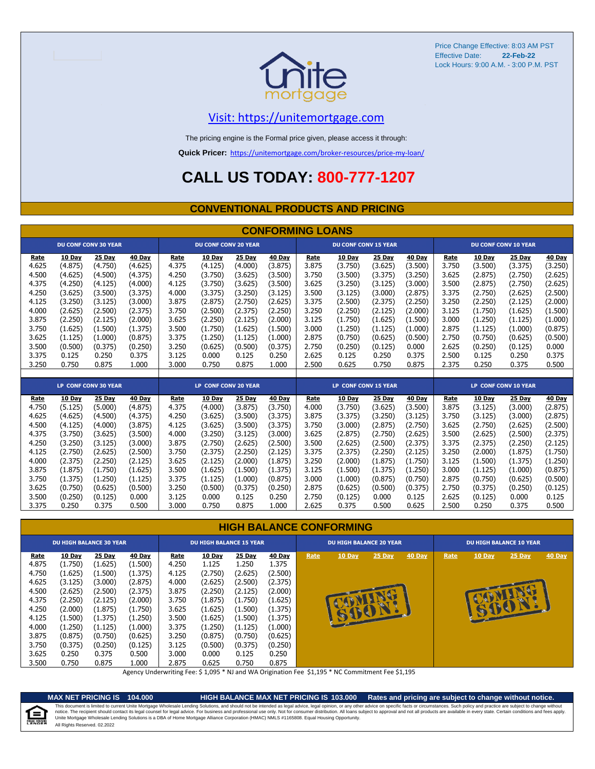Price Change Effective: 8:03 AM PST
Effective Date: **22-Feb-22**
Lock Hours: 9:00 A.M. - 3:00 P.M. PST

unite mortgage

Visit: https://unitemortgage.com

The pricing engine is the Formal price given, please access it through:

**Quick Pricer:** https://unitemortgage.com/broker-resources/price-my-loan/

# CALL US TODAY: 800-777-1207

## CONVENTIONAL PRODUCTS AND PRICING

### CONFORMING LOANS

| DU CONF CONV 30 YEAR | | | | DU CONF CONV 20 YEAR | | | | DU CONF CONV 15 YEAR | | | | DU CONF CONV 10 YEAR | | | |
|---|---|---|---|---|---|---|---|---|---|---|---|---|---|---|---|
| Rate | 10 Day | 25 Day | 40 Day | Rate | 10 Day | 25 Day | 40 Day | Rate | 10 Day | 25 Day | 40 Day | Rate | 10 Day | 25 Day | 40 Day |
| 4.625 | (4.875) | (4.750) | (4.625) | 4.375 | (4.125) | (4.000) | (3.875) | 3.875 | (3.750) | (3.625) | (3.500) | 3.750 | (3.500) | (3.375) | (3.250) |
| 4.500 | (4.625) | (4.500) | (4.375) | 4.250 | (3.750) | (3.625) | (3.500) | 3.750 | (3.500) | (3.375) | (3.250) | 3.625 | (2.875) | (2.750) | (2.625) |
| 4.375 | (4.250) | (4.125) | (4.000) | 4.125 | (3.750) | (3.625) | (3.500) | 3.625 | (3.250) | (3.125) | (3.000) | 3.500 | (2.875) | (2.750) | (2.625) |
| 4.250 | (3.625) | (3.500) | (3.375) | 4.000 | (3.375) | (3.250) | (3.125) | 3.500 | (3.125) | (3.000) | (2.875) | 3.375 | (2.750) | (2.625) | (2.500) |
| 4.125 | (3.250) | (3.125) | (3.000) | 3.875 | (2.875) | (2.750) | (2.625) | 3.375 | (2.500) | (2.375) | (2.250) | 3.250 | (2.250) | (2.125) | (2.000) |
| 4.000 | (2.625) | (2.500) | (2.375) | 3.750 | (2.500) | (2.375) | (2.250) | 3.250 | (2.250) | (2.125) | (2.000) | 3.125 | (1.750) | (1.625) | (1.500) |
| 3.875 | (2.250) | (2.125) | (2.000) | 3.625 | (2.250) | (2.125) | (2.000) | 3.125 | (1.750) | (1.625) | (1.500) | 3.000 | (1.250) | (1.125) | (1.000) |
| 3.750 | (1.625) | (1.500) | (1.375) | 3.500 | (1.750) | (1.625) | (1.500) | 3.000 | (1.250) | (1.125) | (1.000) | 2.875 | (1.125) | (1.000) | (0.875) |
| 3.625 | (1.125) | (1.000) | (0.875) | 3.375 | (1.250) | (1.125) | (1.000) | 2.875 | (0.750) | (0.625) | (0.500) | 2.750 | (0.750) | (0.625) | (0.500) |
| 3.500 | (0.500) | (0.375) | (0.250) | 3.250 | (0.625) | (0.500) | (0.375) | 2.750 | (0.250) | (0.125) | 0.000 | 2.625 | (0.250) | (0.125) | 0.000 |
| 3.375 | 0.125 | 0.250 | 0.375 | 3.125 | 0.000 | 0.125 | 0.250 | 2.625 | 0.125 | 0.250 | 0.375 | 2.500 | 0.125 | 0.250 | 0.375 |
| 3.250 | 0.750 | 0.875 | 1.000 | 3.000 | 0.750 | 0.875 | 1.000 | 2.500 | 0.625 | 0.750 | 0.875 | 2.375 | 0.250 | 0.375 | 0.500 |

| LP CONF CONV 30 YEAR | | | | LP CONF CONV 20 YEAR | | | | LP CONF CONV 15 YEAR | | | | LP CONF CONV 10 YEAR | | | |
|---|---|---|---|---|---|---|---|---|---|---|---|---|---|---|---|
| Rate | 10 Day | 25 Day | 40 Day | Rate | 10 Day | 25 Day | 40 Day | Rate | 10 Day | 25 Day | 40 Day | Rate | 10 Day | 25 Day | 40 Day |
| 4.750 | (5.125) | (5.000) | (4.875) | 4.375 | (4.000) | (3.875) | (3.750) | 4.000 | (3.750) | (3.625) | (3.500) | 3.875 | (3.125) | (3.000) | (2.875) |
| 4.625 | (4.625) | (4.500) | (4.375) | 4.250 | (3.625) | (3.500) | (3.375) | 3.875 | (3.375) | (3.250) | (3.125) | 3.750 | (3.125) | (3.000) | (2.875) |
| 4.500 | (4.125) | (4.000) | (3.875) | 4.125 | (3.625) | (3.500) | (3.375) | 3.750 | (3.000) | (2.875) | (2.750) | 3.625 | (2.750) | (2.625) | (2.500) |
| 4.375 | (3.750) | (3.625) | (3.500) | 4.000 | (3.250) | (3.125) | (3.000) | 3.625 | (2.875) | (2.750) | (2.625) | 3.500 | (2.625) | (2.500) | (2.375) |
| 4.250 | (3.250) | (3.125) | (3.000) | 3.875 | (2.750) | (2.625) | (2.500) | 3.500 | (2.625) | (2.500) | (2.375) | 3.375 | (2.375) | (2.250) | (2.125) |
| 4.125 | (2.750) | (2.625) | (2.500) | 3.750 | (2.375) | (2.250) | (2.125) | 3.375 | (2.375) | (2.250) | (2.125) | 3.250 | (2.000) | (1.875) | (1.750) |
| 4.000 | (2.375) | (2.250) | (2.125) | 3.625 | (2.125) | (2.000) | (1.875) | 3.250 | (2.000) | (1.875) | (1.750) | 3.125 | (1.500) | (1.375) | (1.250) |
| 3.875 | (1.875) | (1.750) | (1.625) | 3.500 | (1.625) | (1.500) | (1.375) | 3.125 | (1.500) | (1.375) | (1.250) | 3.000 | (1.125) | (1.000) | (0.875) |
| 3.750 | (1.375) | (1.250) | (1.125) | 3.375 | (1.125) | (1.000) | (0.875) | 3.000 | (1.000) | (0.875) | (0.750) | 2.875 | (0.750) | (0.625) | (0.500) |
| 3.625 | (0.750) | (0.625) | (0.500) | 3.250 | (0.500) | (0.375) | (0.250) | 2.875 | (0.625) | (0.500) | (0.375) | 2.750 | (0.375) | (0.250) | (0.125) |
| 3.500 | (0.250) | (0.125) | 0.000 | 3.125 | 0.000 | 0.125 | 0.250 | 2.750 | (0.125) | 0.000 | 0.125 | 2.625 | (0.125) | 0.000 | 0.125 |
| 3.375 | 0.250 | 0.375 | 0.500 | 3.000 | 0.750 | 0.875 | 1.000 | 2.625 | 0.375 | 0.500 | 0.625 | 2.500 | 0.250 | 0.375 | 0.500 |

### HIGH BALANCE CONFORMING

| DU HIGH BALANCE 30 YEAR | | | | DU HIGH BALANCE 15 YEAR | | | | DU HIGH BALANCE 20 YEAR | | | | DU HIGH BALANCE 10 YEAR | | | |
|---|---|---|---|---|---|---|---|---|---|---|---|---|---|---|---|
| Rate | 10 Day | 25 Day | 40 Day | Rate | 10 Day | 25 Day | 40 Day | Rate | 10 Day | 25 Day | 40 Day | Rate | 10 Day | 25 Day | 40 Day |
| 4.875 | (1.750) | (1.625) | (1.500) | 4.250 | 1.125 | 1.250 | 1.375 | COMING SOON! | | | | COMING SOON! | | | |
| 4.750 | (1.625) | (1.500) | (1.375) | 4.125 | (2.750) | (2.625) | (2.500) | | | | | | | | |
| 4.625 | (3.125) | (3.000) | (2.875) | 4.000 | (2.625) | (2.500) | (2.375) | | | | | | | | |
| 4.500 | (2.625) | (2.500) | (2.375) | 3.875 | (2.250) | (2.125) | (2.000) | | | | | | | | |
| 4.375 | (2.250) | (2.125) | (2.000) | 3.750 | (1.875) | (1.750) | (1.625) | | | | | | | | |
| 4.250 | (2.000) | (1.875) | (1.750) | 3.625 | (1.625) | (1.500) | (1.375) | | | | | | | | |
| 4.125 | (1.500) | (1.375) | (1.250) | 3.500 | (1.625) | (1.500) | (1.375) | | | | | | | | |
| 4.000 | (1.250) | (1.125) | (1.000) | 3.375 | (1.250) | (1.125) | (1.000) | | | | | | | | |
| 3.875 | (0.875) | (0.750) | (0.625) | 3.250 | (0.875) | (0.750) | (0.625) | | | | | | | | |
| 3.750 | (0.375) | (0.250) | (0.125) | 3.125 | (0.500) | (0.375) | (0.250) | | | | | | | | |
| 3.625 | 0.250 | 0.375 | 0.500 | 3.000 | 0.000 | 0.125 | 0.250 | | | | | | | | |
| 3.500 | 0.750 | 0.875 | 1.000 | 2.875 | 0.625 | 0.750 | 0.875 | | | | | | | | |

Agency Underwriting Fee: $ 1,095 * NJ and WA Origination Fee $1,195 * NC Commitment Fee $1,195

**MAX NET PRICING IS 104.000** **HIGH BALANCE MAX NET PRICING IS 103.000** **Rates and pricing are subject to change without notice.**

This document is limited to current Unite Mortgage Wholesale Lending Solutions, and should not be intended as legal advice, legal opinion, or any other advice on specific facts or circumstances. Such policy and practice are subject to change without notice. The recipient should contact its legal counsel for legal advice. For business and professional use only. Not for consumer distribution. All loans subject to approval and not all products are available in every state. Certain conditions and fees apply. Unite Mortgage Wholesale Lending Solutions is a DBA of Home Mortgage Alliance Corporation (HMAC) NMLS #1165808. Equal Housing Opportunity.
All Rights Reserved. 02.2022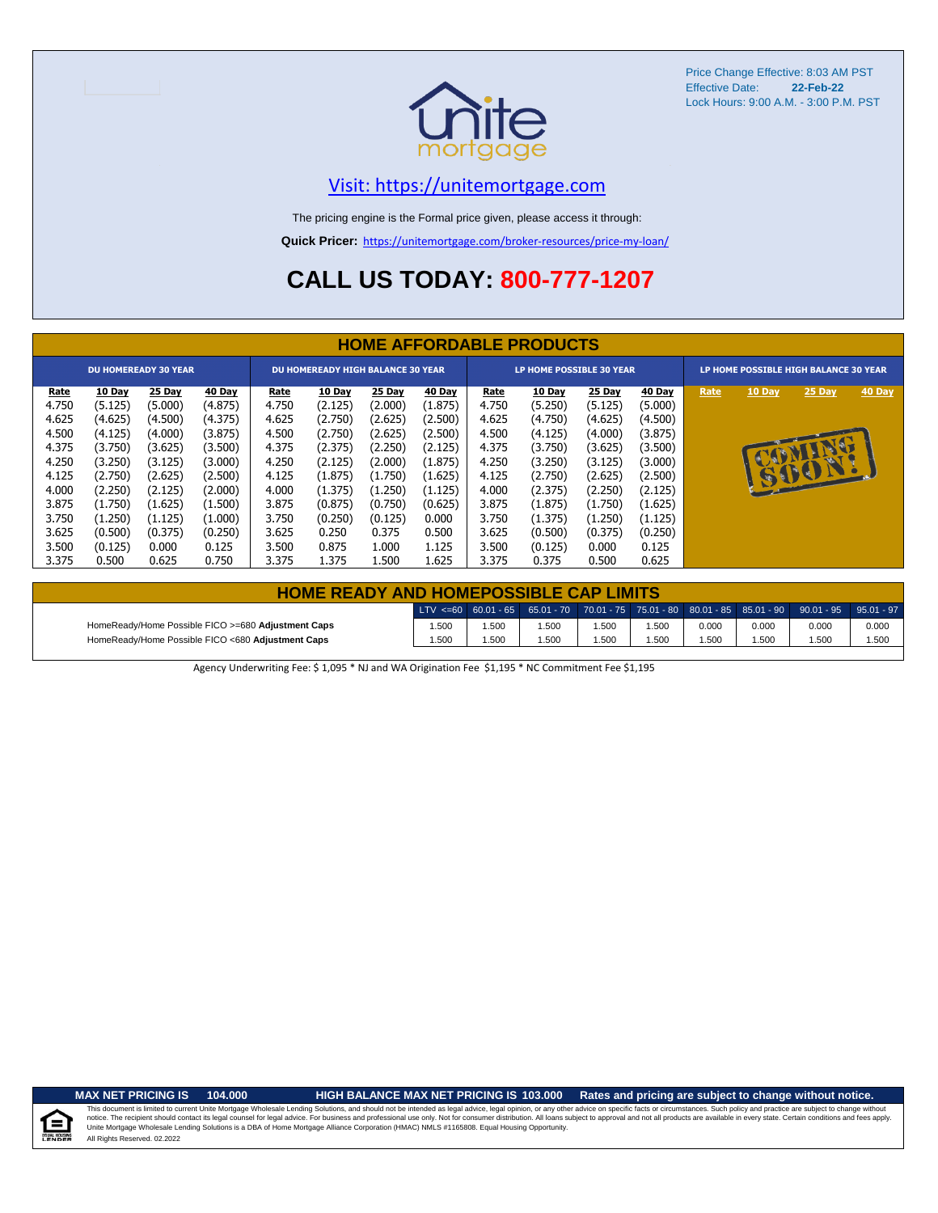Price Change Effective: 8:03 AM PST
Effective Date: **22-Feb-22**
Lock Hours: 9:00 A.M. - 3:00 P.M. PST

unite mortgage

[Visit: https://unitemortgage.com](https://unitemortgage.com)

The pricing engine is the Formal price given, please access it through:

**Quick Pricer:** [https://unitemortgage.com/broker-resources/price-my-loan/](https://unitemortgage.com/broker-resources/price-my-loan/)

# CALL US TODAY: 800-777-1207

## HOME AFFORDABLE PRODUCTS

| DU HOMEREADY 30 YEAR | | | | DU HOMEREADY HIGH BALANCE 30 YEAR | | | | LP HOME POSSIBLE 30 YEAR | | | | LP HOME POSSIBLE HIGH BALANCE 30 YEAR | | | |
|---|---|---|---|---|---|---|---|---|---|---|---|---|---|---|---|
| Rate | 10 Day | 25 Day | 40 Day | Rate | 10 Day | 25 Day | 40 Day | Rate | 10 Day | 25 Day | 40 Day | Rate | 10 Day | 25 Day | 40 Day |
| 4.750 | (5.125) | (5.000) | (4.875) | 4.750 | (2.125) | (2.000) | (1.875) | 4.750 | (5.250) | (5.125) | (5.000) | COMING SOON! | | | |
| 4.625 | (4.625) | (4.500) | (4.375) | 4.625 | (2.750) | (2.625) | (2.500) | 4.625 | (4.750) | (4.625) | (4.500) | | | | |
| 4.500 | (4.125) | (4.000) | (3.875) | 4.500 | (2.750) | (2.625) | (2.500) | 4.500 | (4.125) | (4.000) | (3.875) | | | | |
| 4.375 | (3.750) | (3.625) | (3.500) | 4.375 | (2.375) | (2.250) | (2.125) | 4.375 | (3.750) | (3.625) | (3.500) | | | | |
| 4.250 | (3.250) | (3.125) | (3.000) | 4.250 | (2.125) | (2.000) | (1.875) | 4.250 | (3.250) | (3.125) | (3.000) | | | | |
| 4.125 | (2.750) | (2.625) | (2.500) | 4.125 | (1.875) | (1.750) | (1.625) | 4.125 | (2.750) | (2.625) | (2.500) | | | | |
| 4.000 | (2.250) | (2.125) | (2.000) | 4.000 | (1.375) | (1.250) | (1.125) | 4.000 | (2.375) | (2.250) | (2.125) | | | | |
| 3.875 | (1.750) | (1.625) | (1.500) | 3.875 | (0.875) | (0.750) | (0.625) | 3.875 | (1.875) | (1.750) | (1.625) | | | | |
| 3.750 | (1.250) | (1.125) | (1.000) | 3.750 | (0.250) | (0.125) | 0.000 | 3.750 | (1.375) | (1.250) | (1.125) | | | | |
| 3.625 | (0.500) | (0.375) | (0.250) | 3.625 | 0.250 | 0.375 | 0.500 | 3.625 | (0.500) | (0.375) | (0.250) | | | | |
| 3.500 | (0.125) | 0.000 | 0.125 | 3.500 | 0.875 | 1.000 | 1.125 | 3.500 | (0.125) | 0.000 | 0.125 | | | | |
| 3.375 | 0.500 | 0.625 | 0.750 | 3.375 | 1.375 | 1.500 | 1.625 | 3.375 | 0.375 | 0.500 | 0.625 | | | | |

## HOME READY AND HOMEPOSSIBLE CAP LIMITS

| | LTV <=60 | 60.01 - 65 | 65.01 - 70 | 70.01 - 75 | 75.01 - 80 | 80.01 - 85 | 85.01 - 90 | 90.01 - 95 | 95.01 - 97 |
|---|---|---|---|---|---|---|---|---|---|
| HomeReady/Home Possible FICO >=680 **Adjustment Caps** | 1.500 | 1.500 | 1.500 | 1.500 | 1.500 | 0.000 | 0.000 | 0.000 | 0.000 |
| HomeReady/Home Possible FICO <680 **Adjustment Caps** | 1.500 | 1.500 | 1.500 | 1.500 | 1.500 | 1.500 | 1.500 | 1.500 | 1.500 |

Agency Underwriting Fee: $ 1,095 * NJ and WA Origination Fee $1,195 * NC Commitment Fee $1,195

**MAX NET PRICING IS 104.000** **HIGH BALANCE MAX NET PRICING IS 103.000** **Rates and pricing are subject to change without notice.**

This document is limited to current Unite Mortgage Wholesale Lending Solutions, and should not be intended as legal advice, legal opinion, or any other advice on specific facts or circumstances. Such policy and practice are subject to change without notice. The recipient should contact its legal counsel for legal advice. For business and professional use only. Not for consumer distribution. All loans subject to approval and not all products are available in every state. Certain conditions and fees apply. Unite Mortgage Wholesale Lending Solutions is a DBA of Home Mortgage Alliance Corporation (HMAC) NMLS #1165808. Equal Housing Opportunity.
All Rights Reserved. 02.2022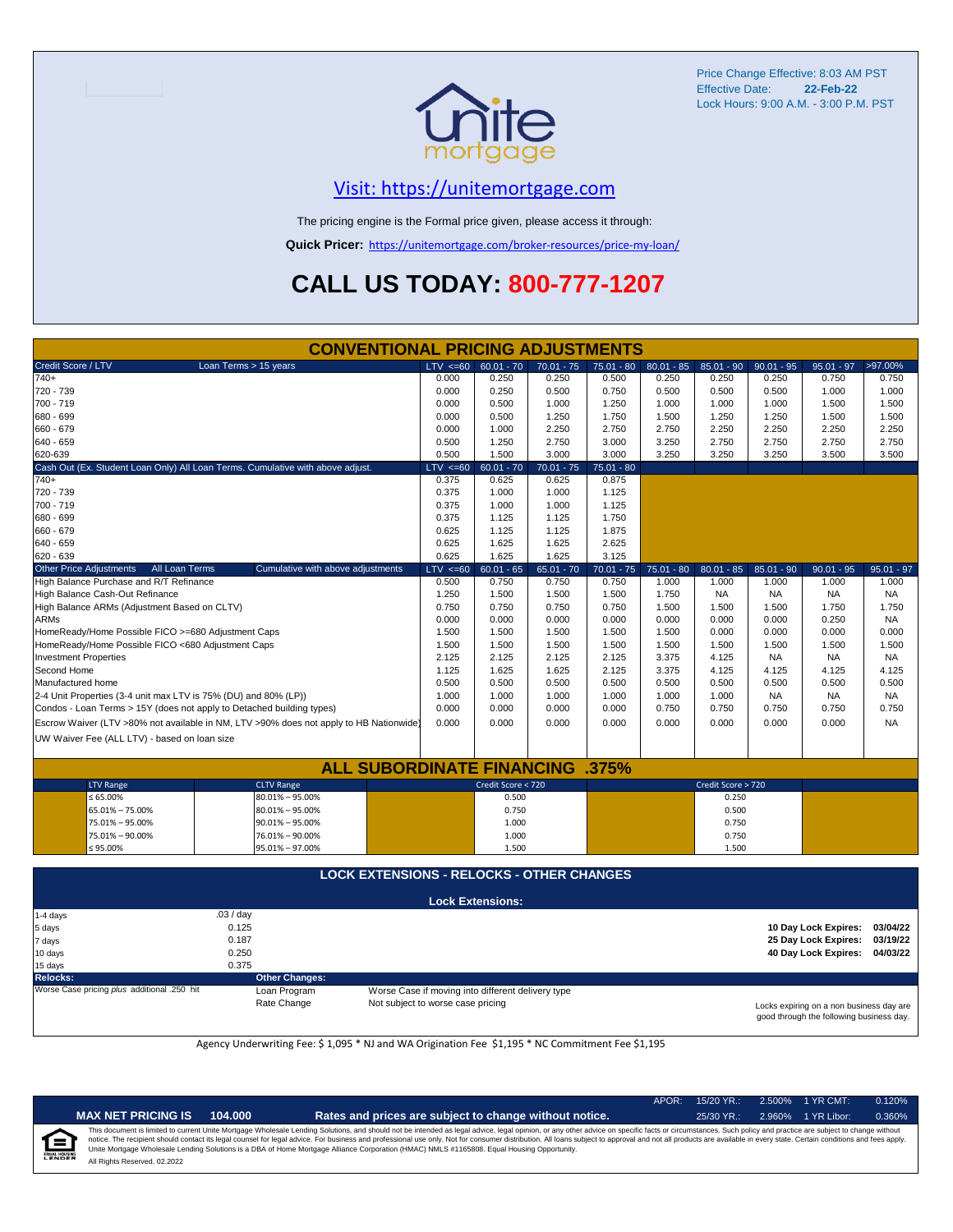Price Change Effective: 8:03 AM PST
Effective Date: **22-Feb-22**
Lock Hours: 9:00 A.M. - 3:00 P.M. PST

## Visit: https://unitemortgage.com

The pricing engine is the Formal price given, please access it through:

**Quick Pricer:** https://unitemortgage.com/broker-resources/price-my-loan/

# CALL US TODAY: 800-777-1207

## CONVENTIONAL PRICING ADJUSTMENTS

| Credit Score / LTV — Loan Terms > 15 years | LTV <=60 | 60.01 - 70 | 70.01 - 75 | 75.01 - 80 | 80.01 - 85 | 85.01 - 90 | 90.01 - 95 | 95.01 - 97 | >97.00% |
|---|---|---|---|---|---|---|---|---|---|
| 740+ | 0.000 | 0.250 | 0.250 | 0.500 | 0.250 | 0.250 | 0.250 | 0.750 | 0.750 |
| 720 - 739 | 0.000 | 0.250 | 0.500 | 0.750 | 0.500 | 0.500 | 0.500 | 1.000 | 1.000 |
| 700 - 719 | 0.000 | 0.500 | 1.000 | 1.250 | 1.000 | 1.000 | 1.000 | 1.500 | 1.500 |
| 680 - 699 | 0.000 | 0.500 | 1.250 | 1.750 | 1.500 | 1.250 | 1.250 | 1.500 | 1.500 |
| 660 - 679 | 0.000 | 1.000 | 2.250 | 2.750 | 2.750 | 2.250 | 2.250 | 2.250 | 2.250 |
| 640 - 659 | 0.500 | 1.250 | 2.750 | 3.000 | 3.250 | 2.750 | 2.750 | 2.750 | 2.750 |
| 620-639 | 0.500 | 1.500 | 3.000 | 3.000 | 3.250 | 3.250 | 3.250 | 3.500 | 3.500 |

| Cash Out (Ex. Student Loan Only) All Loan Terms. Cumulative with above adjust. | LTV <=60 | 60.01 - 70 | 70.01 - 75 | 75.01 - 80 |
|---|---|---|---|---|
| 740+ | 0.375 | 0.625 | 0.625 | 0.875 |
| 720 - 739 | 0.375 | 1.000 | 1.000 | 1.125 |
| 700 - 719 | 0.375 | 1.000 | 1.000 | 1.125 |
| 680 - 699 | 0.375 | 1.125 | 1.125 | 1.750 |
| 660 - 679 | 0.625 | 1.125 | 1.125 | 1.875 |
| 640 - 659 | 0.625 | 1.625 | 1.625 | 2.625 |
| 620 - 639 | 0.625 | 1.625 | 1.625 | 3.125 |

| Other Price Adjustments — All Loan Terms — Cumulative with above adjustments | LTV <=60 | 60.01 - 65 | 65.01 - 70 | 70.01 - 75 | 75.01 - 80 | 80.01 - 85 | 85.01 - 90 | 90.01 - 95 | 95.01 - 97 |
|---|---|---|---|---|---|---|---|---|---|
| High Balance Purchase and R/T Refinance | 0.500 | 0.750 | 0.750 | 0.750 | 1.000 | 1.000 | 1.000 | 1.000 | 1.000 |
| High Balance Cash-Out Refinance | 1.250 | 1.500 | 1.500 | 1.500 | 1.750 | NA | NA | NA | NA |
| High Balance ARMs (Adjustment Based on CLTV) | 0.750 | 0.750 | 0.750 | 0.750 | 1.500 | 1.500 | 1.500 | 1.750 | 1.750 |
| ARMs | 0.000 | 0.000 | 0.000 | 0.000 | 0.000 | 0.000 | 0.000 | 0.250 | NA |
| HomeReady/Home Possible FICO >=680 Adjustment Caps | 1.500 | 1.500 | 1.500 | 1.500 | 1.500 | 0.000 | 0.000 | 0.000 | 0.000 |
| HomeReady/Home Possible FICO <680 Adjustment Caps | 1.500 | 1.500 | 1.500 | 1.500 | 1.500 | 1.500 | 1.500 | 1.500 | 1.500 |
| Investment Properties | 2.125 | 2.125 | 2.125 | 2.125 | 3.375 | 4.125 | NA | NA | NA |
| Second Home | 1.125 | 1.625 | 1.625 | 2.125 | 3.375 | 4.125 | 4.125 | 4.125 | 4.125 |
| Manufactured home | 0.500 | 0.500 | 0.500 | 0.500 | 0.500 | 0.500 | 0.500 | 0.500 | 0.500 |
| 2-4 Unit Properties (3-4 unit max LTV is 75% (DU) and 80% (LP)) | 1.000 | 1.000 | 1.000 | 1.000 | 1.000 | 1.000 | NA | NA | NA |
| Condos - Loan Terms > 15Y (does not apply to Detached building types) | 0.000 | 0.000 | 0.000 | 0.000 | 0.750 | 0.750 | 0.750 | 0.750 | 0.750 |
| Escrow Waiver (LTV >80% not available in NM, LTV >90% does not apply to HB Nationwide) | 0.000 | 0.000 | 0.000 | 0.000 | 0.000 | 0.000 | 0.000 | 0.000 | NA |
| UW Waiver Fee (ALL LTV) - based on loan size | | | | | | | | | |

## ALL SUBORDINATE FINANCING .375%

| LTV Range | CLTV Range | Credit Score < 720 | Credit Score > 720 |
|---|---|---|---|
| ≤ 65.00% | 80.01% – 95.00% | 0.500 | 0.250 |
| 65.01% – 75.00% | 80.01% – 95.00% | 0.750 | 0.500 |
| 75.01% – 95.00% | 90.01% – 95.00% | 1.000 | 0.750 |
| 75.01% – 90.00% | 76.01% – 90.00% | 1.000 | 0.750 |
| ≤ 95.00% | 95.01% – 97.00% | 1.500 | 1.500 |

## LOCK EXTENSIONS - RELOCKS - OTHER CHANGES

**Lock Extensions:**

| | |
|---|---|
| 1-4 days | .03 / day |
| 5 days | 0.125 |
| 7 days | 0.187 |
| 10 days | 0.250 |
| 15 days | 0.375 |

| | |
|---|---|
| **10 Day Lock Expires:** | **03/04/22** |
| **25 Day Lock Expires:** | **03/19/22** |
| **40 Day Lock Expires:** | **04/03/22** |

**Relocks:** Worse Case pricing *plus* additional .250 hit

**Other Changes:**

| | |
|---|---|
| Loan Program | Worse Case if moving into different delivery type |
| Rate Change | Not subject to worse case pricing |

Locks expiring on a non business day are good through the following business day.

Agency Underwriting Fee: $ 1,095 * NJ and WA Origination Fee $1,195 * NC Commitment Fee $1,195

| APOR: | 15/20 YR.: | 2.500% | 1 YR CMT: | 0.120% |
|---|---|---|---|---|
| | 25/30 YR.: | 2.960% | 1 YR Libor: | 0.360% |

**MAX NET PRICING IS 104.000** — **Rates and prices are subject to change without notice.**

This document is limited to current Unite Mortgage Wholesale Lending Solutions, and should not be intended as legal advice, legal opinion, or any other advice on specific facts or circumstances. Such policy and practice are subject to change without notice. The recipient should contact its legal counsel for legal advice. For business and professional use only. Not for consumer distribution. All loans subject to approval and not all products are available in every state. Certain conditions and fees apply. Unite Mortgage Wholesale Lending Solutions is a DBA of Home Mortgage Alliance Corporation (HMAC) NMLS #1165808. Equal Housing Opportunity.

All Rights Reserved. 02.2022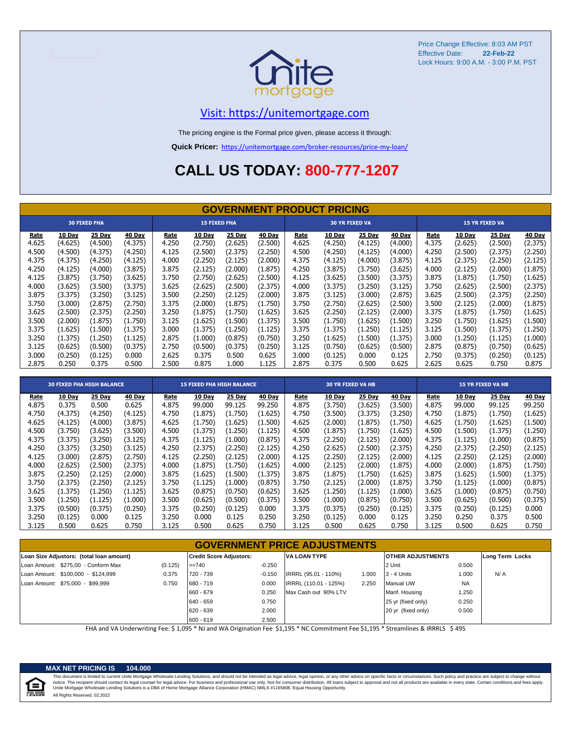Price Change Effective: 8:03 AM PST
Effective Date: **22-Feb-22**
Lock Hours: 9:00 A.M. - 3:00 P.M. PST

unite mortgage

Visit: https://unitemortgage.com

The pricing engine is the Formal price given, please access it through:

**Quick Pricer:** https://unitemortgage.com/broker-resources/price-my-loan/

# CALL US TODAY: 800-777-1207

## GOVERNMENT PRODUCT PRICING

| 30 FIXED FHA | | | | 15 FIXED FHA | | | | 30 YR FIXED VA | | | | 15 YR FIXED VA | | | |
|---|---|---|---|---|---|---|---|---|---|---|---|---|---|---|---|
| Rate | 10 Day | 25 Day | 40 Day | Rate | 10 Day | 25 Day | 40 Day | Rate | 10 Day | 25 Day | 40 Day | Rate | 10 Day | 25 Day | 40 Day |
| 4.625 | (4.625) | (4.500) | (4.375) | 4.250 | (2.750) | (2.625) | (2.500) | 4.625 | (4.250) | (4.125) | (4.000) | 4.375 | (2.625) | (2.500) | (2.375) |
| 4.500 | (4.500) | (4.375) | (4.250) | 4.125 | (2.500) | (2.375) | (2.250) | 4.500 | (4.250) | (4.125) | (4.000) | 4.250 | (2.500) | (2.375) | (2.250) |
| 4.375 | (4.375) | (4.250) | (4.125) | 4.000 | (2.250) | (2.125) | (2.000) | 4.375 | (4.125) | (4.000) | (3.875) | 4.125 | (2.375) | (2.250) | (2.125) |
| 4.250 | (4.125) | (4.000) | (3.875) | 3.875 | (2.125) | (2.000) | (1.875) | 4.250 | (3.875) | (3.750) | (3.625) | 4.000 | (2.125) | (2.000) | (1.875) |
| 4.125 | (3.875) | (3.750) | (3.625) | 3.750 | (2.750) | (2.625) | (2.500) | 4.125 | (3.625) | (3.500) | (3.375) | 3.875 | (1.875) | (1.750) | (1.625) |
| 4.000 | (3.625) | (3.500) | (3.375) | 3.625 | (2.625) | (2.500) | (2.375) | 4.000 | (3.375) | (3.250) | (3.125) | 3.750 | (2.625) | (2.500) | (2.375) |
| 3.875 | (3.375) | (3.250) | (3.125) | 3.500 | (2.250) | (2.125) | (2.000) | 3.875 | (3.125) | (3.000) | (2.875) | 3.625 | (2.500) | (2.375) | (2.250) |
| 3.750 | (3.000) | (2.875) | (2.750) | 3.375 | (2.000) | (1.875) | (1.750) | 3.750 | (2.750) | (2.625) | (2.500) | 3.500 | (2.125) | (2.000) | (1.875) |
| 3.625 | (2.500) | (2.375) | (2.250) | 3.250 | (1.875) | (1.750) | (1.625) | 3.625 | (2.250) | (2.125) | (2.000) | 3.375 | (1.875) | (1.750) | (1.625) |
| 3.500 | (2.000) | (1.875) | (1.750) | 3.125 | (1.625) | (1.500) | (1.375) | 3.500 | (1.750) | (1.625) | (1.500) | 3.250 | (1.750) | (1.625) | (1.500) |
| 3.375 | (1.625) | (1.500) | (1.375) | 3.000 | (1.375) | (1.250) | (1.125) | 3.375 | (1.375) | (1.250) | (1.125) | 3.125 | (1.500) | (1.375) | (1.250) |
| 3.250 | (1.375) | (1.250) | (1.125) | 2.875 | (1.000) | (0.875) | (0.750) | 3.250 | (1.625) | (1.500) | (1.375) | 3.000 | (1.250) | (1.125) | (1.000) |
| 3.125 | (0.625) | (0.500) | (0.375) | 2.750 | (0.500) | (0.375) | (0.250) | 3.125 | (0.750) | (0.625) | (0.500) | 2.875 | (0.875) | (0.750) | (0.625) |
| 3.000 | (0.250) | (0.125) | 0.000 | 2.625 | 0.375 | 0.500 | 0.625 | 3.000 | (0.125) | 0.000 | 0.125 | 2.750 | (0.375) | (0.250) | (0.125) |
| 2.875 | 0.250 | 0.375 | 0.500 | 2.500 | 0.875 | 1.000 | 1.125 | 2.875 | 0.375 | 0.500 | 0.625 | 2.625 | 0.625 | 0.750 | 0.875 |

| 30 FIXED FHA HIGH BALANCE | | | | 15 FIXED FHA HIGH BALANCE | | | | 30 YR FIXED VA HB | | | | 15 YR FIXED VA HB | | | |
|---|---|---|---|---|---|---|---|---|---|---|---|---|---|---|---|
| Rate | 10 Day | 25 Day | 40 Day | Rate | 10 Day | 25 Day | 40 Day | Rate | 10 Day | 25 Day | 40 Day | Rate | 10 Day | 25 Day | 40 Day |
| 4.875 | 0.375 | 0.500 | 0.625 | 4.875 | 99.000 | 99.125 | 99.250 | 4.875 | (3.750) | (3.625) | (3.500) | 4.875 | 99.000 | 99.125 | 99.250 |
| 4.750 | (4.375) | (4.250) | (4.125) | 4.750 | (1.875) | (1.750) | (1.625) | 4.750 | (3.500) | (3.375) | (3.250) | 4.750 | (1.875) | (1.750) | (1.625) |
| 4.625 | (4.125) | (4.000) | (3.875) | 4.625 | (1.750) | (1.625) | (1.500) | 4.625 | (2.000) | (1.875) | (1.750) | 4.625 | (1.750) | (1.625) | (1.500) |
| 4.500 | (3.750) | (3.625) | (3.500) | 4.500 | (1.375) | (1.250) | (1.125) | 4.500 | (1.875) | (1.750) | (1.625) | 4.500 | (1.500) | (1.375) | (1.250) |
| 4.375 | (3.375) | (3.250) | (3.125) | 4.375 | (1.125) | (1.000) | (0.875) | 4.375 | (2.250) | (2.125) | (2.000) | 4.375 | (1.125) | (1.000) | (0.875) |
| 4.250 | (3.375) | (3.250) | (3.125) | 4.250 | (2.375) | (2.250) | (2.125) | 4.250 | (2.625) | (2.500) | (2.375) | 4.250 | (2.375) | (2.250) | (2.125) |
| 4.125 | (3.000) | (2.875) | (2.750) | 4.125 | (2.250) | (2.125) | (2.000) | 4.125 | (2.250) | (2.125) | (2.000) | 4.125 | (2.250) | (2.125) | (2.000) |
| 4.000 | (2.625) | (2.500) | (2.375) | 4.000 | (1.875) | (1.750) | (1.625) | 4.000 | (2.125) | (2.000) | (1.875) | 4.000 | (2.000) | (1.875) | (1.750) |
| 3.875 | (2.250) | (2.125) | (2.000) | 3.875 | (1.625) | (1.500) | (1.375) | 3.875 | (1.875) | (1.750) | (1.625) | 3.875 | (1.625) | (1.500) | (1.375) |
| 3.750 | (2.375) | (2.250) | (2.125) | 3.750 | (1.125) | (1.000) | (0.875) | 3.750 | (2.125) | (2.000) | (1.875) | 3.750 | (1.125) | (1.000) | (0.875) |
| 3.625 | (1.375) | (1.250) | (1.125) | 3.625 | (0.875) | (0.750) | (0.625) | 3.625 | (1.250) | (1.125) | (1.000) | 3.625 | (1.000) | (0.875) | (0.750) |
| 3.500 | (1.250) | (1.125) | (1.000) | 3.500 | (0.625) | (0.500) | (0.375) | 3.500 | (1.000) | (0.875) | (0.750) | 3.500 | (0.625) | (0.500) | (0.375) |
| 3.375 | (0.500) | (0.375) | (0.250) | 3.375 | (0.250) | (0.125) | 0.000 | 3.375 | (0.375) | (0.250) | (0.125) | 3.375 | (0.250) | (0.125) | 0.000 |
| 3.250 | (0.125) | 0.000 | 0.125 | 3.250 | 0.000 | 0.125 | 0.250 | 3.250 | (0.125) | 0.000 | 0.125 | 3.250 | 0.250 | 0.375 | 0.500 |
| 3.125 | 0.500 | 0.625 | 0.750 | 3.125 | 0.500 | 0.625 | 0.750 | 3.125 | 0.500 | 0.625 | 0.750 | 3.125 | 0.500 | 0.625 | 0.750 |

## GOVERNMENT PRICE ADJUSTMENTS

| Loan Size Adjustors: (total loan amount) | | Credit Score Adjustors: | | VA LOAN TYPE | | OTHER ADJUSTMENTS | | Long Term Locks |
|---|---|---|---|---|---|---|---|---|
| Loan Amount: $275,000 - Conform Max | (0.125) | >=740 | -0.250 | | | 2 Unit | 0.500 | |
| Loan Amount: $100,000 - $124,999 | 0.375 | 720 - 739 | -0.150 | IRRRL (95.01 - 110%) | 1.000 | 3 - 4 Units | 1.000 | N/A |
| Loan Amount: $75,000 - $99,999 | 0.750 | 680 - 719 | 0.000 | IRRRL (110.01 - 125%) | 2.250 | Manual UW | NA | |
| | | 660 - 679 | 0.250 | Max Cash out 90% LTV | | Manf. Housing | 1.250 | |
| | | 640 - 659 | 0.750 | | | 25 yr (fixed only) | 0.250 | |
| | | 620 - 639 | 2.000 | | | 20 yr (fixed only) | 0.500 | |
| | | 600 - 619 | 2.500 | | | | | |

FHA and VA Underwriting Fee: $ 1,095 * NJ and WA Origination Fee $1,195 * NC Commitment Fee $1,195 * Streamlines & IRRRLS $ 495

**MAX NET PRICING IS 104.000**

This document is limited to current Unite Mortgage Wholesale Lending Solutions, and should not be intended as legal advice, legal opinion, or any other advice on specific facts or circumstances. Such policy and practice are subject to change without notice. The recipient should contact its legal counsel for legal advice. For business and professional use only. Not for consumer distribution. All loans subject to approval and not all products are available in every state. Certain conditions and fees apply. Unite Mortgage Wholesale Lending Solutions is a DBA of Home Mortgage Alliance Corporation (HMAC) NMLS #1165808. Equal Housing Opportunity.

All Rights Reserved. 02.2022